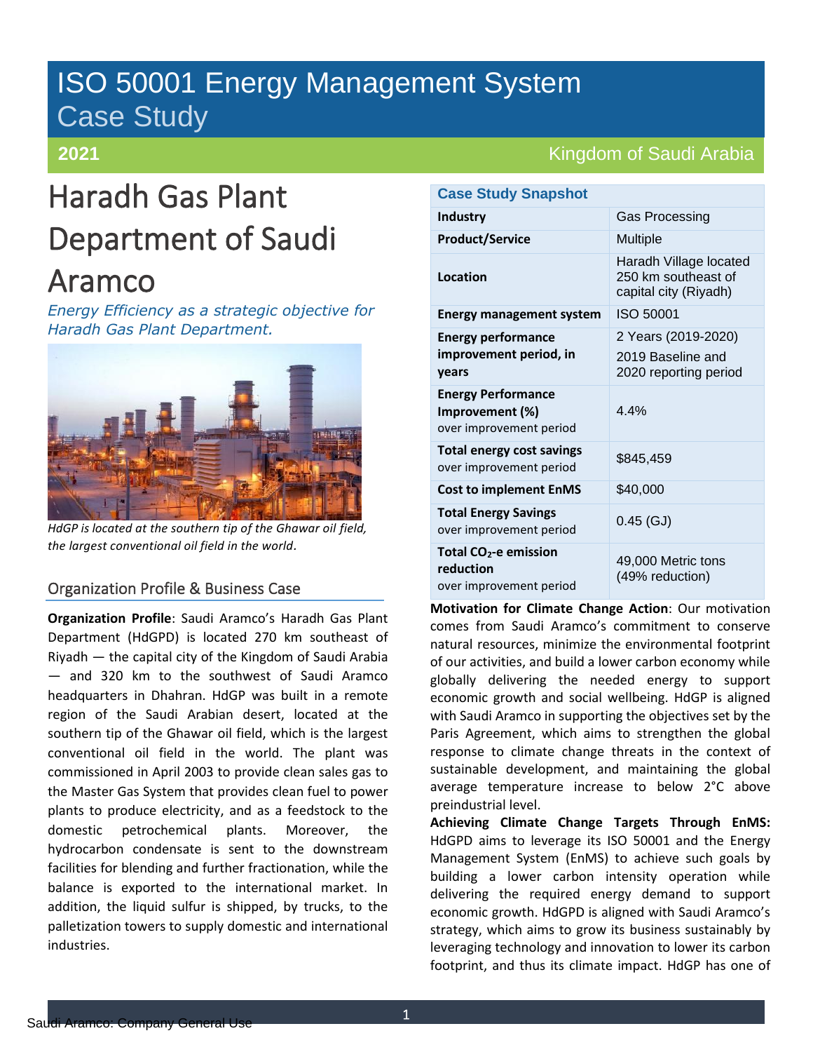# ISO 50001 Energy Management System Case Study

**2021** — Kingdom of Saudi Arabia

# Haradh Gas Plant Department of Saudi Aramco

*Energy Efficiency as a strategic objective for Haradh Gas Plant Department.*

*HdGP is located at the southern tip of the Ghawar oil field, the largest conventional oil field in the world.*

## Organization Profile & Business Case

**Organization Profile**: Saudi Aramco's Haradh Gas Plant Department (HdGPD) is located 270 km southeast of Riyadh — the capital city of the Kingdom of Saudi Arabia — and 320 km to the southwest of Saudi Aramco headquarters in Dhahran. HdGP was built in a remote region of the Saudi Arabian desert, located at the southern tip of the Ghawar oil field, which is the largest conventional oil field in the world. The plant was commissioned in April 2003 to provide clean sales gas to the Master Gas System that provides clean fuel to power plants to produce electricity, and as a feedstock to the domestic petrochemical plants. Moreover, the hydrocarbon condensate is sent to the downstream facilities for blending and further fractionation, while the balance is exported to the international market. In addition, the liquid sulfur is shipped, by trucks, to the palletization towers to supply domestic and international industries.

| Case Study Snapshot | |
|---|---|
| **Industry** | Gas Processing |
| **Product/Service** | Multiple |
| **Location** | Haradh Village located 250 km southeast of capital city (Riyadh) |
| **Energy management system** | ISO 50001 |
| **Energy performance improvement period, in years** | 2 Years (2019-2020) 2019 Baseline and 2020 reporting period |
| **Energy Performance Improvement (%)** over improvement period | 4.4% |
| **Total energy cost savings** over improvement period | $845,459 |
| **Cost to implement EnMS** | $40,000 |
| **Total Energy Savings** over improvement period | 0.45 (GJ) |
| **Total $CO_2$-e emission reduction** over improvement period | 49,000 Metric tons (49% reduction) |

**Motivation for Climate Change Action**: Our motivation comes from Saudi Aramco's commitment to conserve natural resources, minimize the environmental footprint of our activities, and build a lower carbon economy while globally delivering the needed energy to support economic growth and social wellbeing. HdGP is aligned with Saudi Aramco in supporting the objectives set by the Paris Agreement, which aims to strengthen the global response to climate change threats in the context of sustainable development, and maintaining the global average temperature increase to below 2°C above preindustrial level.

**Achieving Climate Change Targets Through EnMS:** HdGPD aims to leverage its ISO 50001 and the Energy Management System (EnMS) to achieve such goals by building a lower carbon intensity operation while delivering the required energy demand to support economic growth. HdGPD is aligned with Saudi Aramco's strategy, which aims to grow its business sustainably by leveraging technology and innovation to lower its carbon footprint, and thus its climate impact. HdGP has one of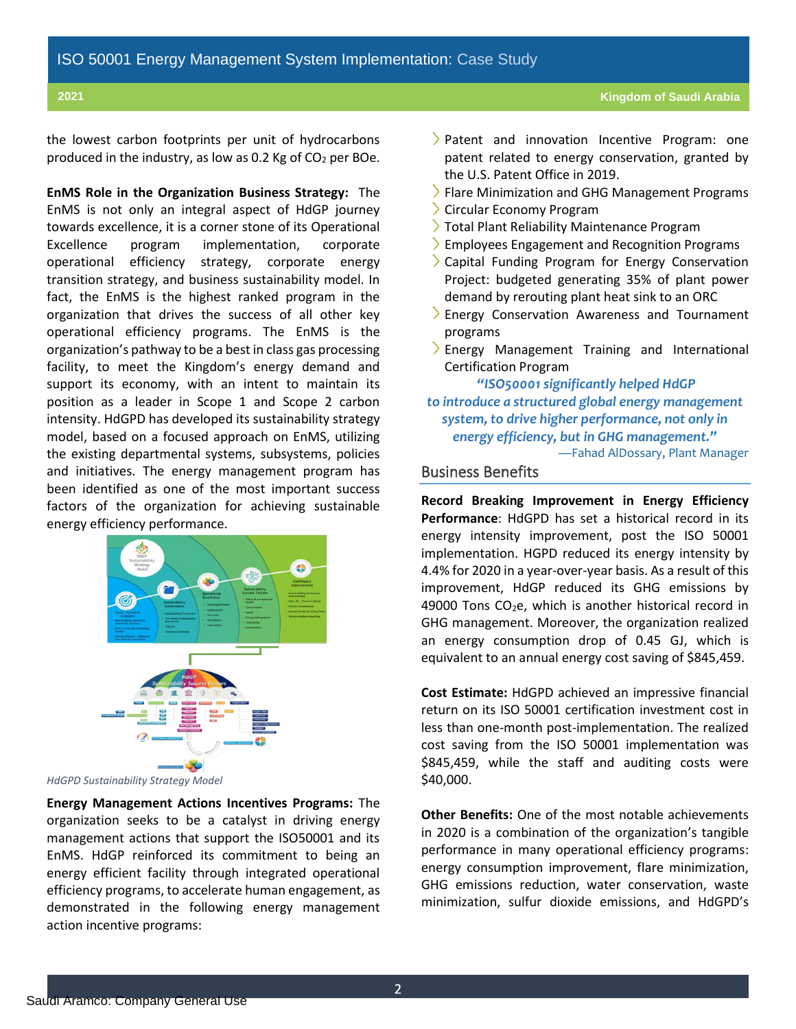the lowest carbon footprints per unit of hydrocarbons produced in the industry, as low as 0.2 Kg of $CO_2$ per BOe.

**EnMS Role in the Organization Business Strategy:** The EnMS is not only an integral aspect of HdGP journey towards excellence, it is a corner stone of its Operational Excellence program implementation, corporate operational efficiency strategy, corporate energy transition strategy, and business sustainability model. In fact, the EnMS is the highest ranked program in the organization that drives the success of all other key operational efficiency programs. The EnMS is the organization's pathway to be a best in class gas processing facility, to meet the Kingdom's energy demand and support its economy, with an intent to maintain its position as a leader in Scope 1 and Scope 2 carbon intensity. HdGPD has developed its sustainability strategy model, based on a focused approach on EnMS, utilizing the existing departmental systems, subsystems, policies and initiatives. The energy management program has been identified as one of the most important success factors of the organization for achieving sustainable energy efficiency performance.

*HdGPD Sustainability Strategy Model*

**Energy Management Actions Incentives Programs:** The organization seeks to be a catalyst in driving energy management actions that support the ISO50001 and its EnMS. HdGP reinforced its commitment to being an energy efficient facility through integrated operational efficiency programs, to accelerate human engagement, as demonstrated in the following energy management action incentive programs:

- Patent and innovation Incentive Program: one patent related to energy conservation, granted by the U.S. Patent Office in 2019.
- Flare Minimization and GHG Management Programs
- Circular Economy Program
- Total Plant Reliability Maintenance Program
- Employees Engagement and Recognition Programs
- Capital Funding Program for Energy Conservation Project: budgeted generating 35% of plant power demand by rerouting plant heat sink to an ORC
- Energy Conservation Awareness and Tournament programs
- Energy Management Training and International Certification Program

> ***"ISO50001 significantly helped HdGP to introduce a structured global energy management system, to drive higher performance, not only in energy efficiency, but in GHG management."***
>
> —Fahad AlDossary, Plant Manager

## Business Benefits

**Record Breaking Improvement in Energy Efficiency Performance**: HdGPD has set a historical record in its energy intensity improvement, post the ISO 50001 implementation. HGPD reduced its energy intensity by 4.4% for 2020 in a year-over-year basis. As a result of this improvement, HdGPD reduced its GHG emissions by 49000 Tons $CO_2e$, which is another historical record in GHG management. Moreover, the organization realized an energy consumption drop of 0.45 GJ, which is equivalent to an annual energy cost saving of $845,459.

**Cost Estimate:** HdGPD achieved an impressive financial return on its ISO 50001 certification investment cost in less than one-month post-implementation. The realized cost saving from the ISO 50001 implementation was $845,459, while the staff and auditing costs were $40,000.

**Other Benefits:** One of the most notable achievements in 2020 is a combination of the organization's tangible performance in many operational efficiency programs: energy consumption improvement, flare minimization, GHG emissions reduction, water conservation, waste minimization, sulfur dioxide emissions, and HdGPD's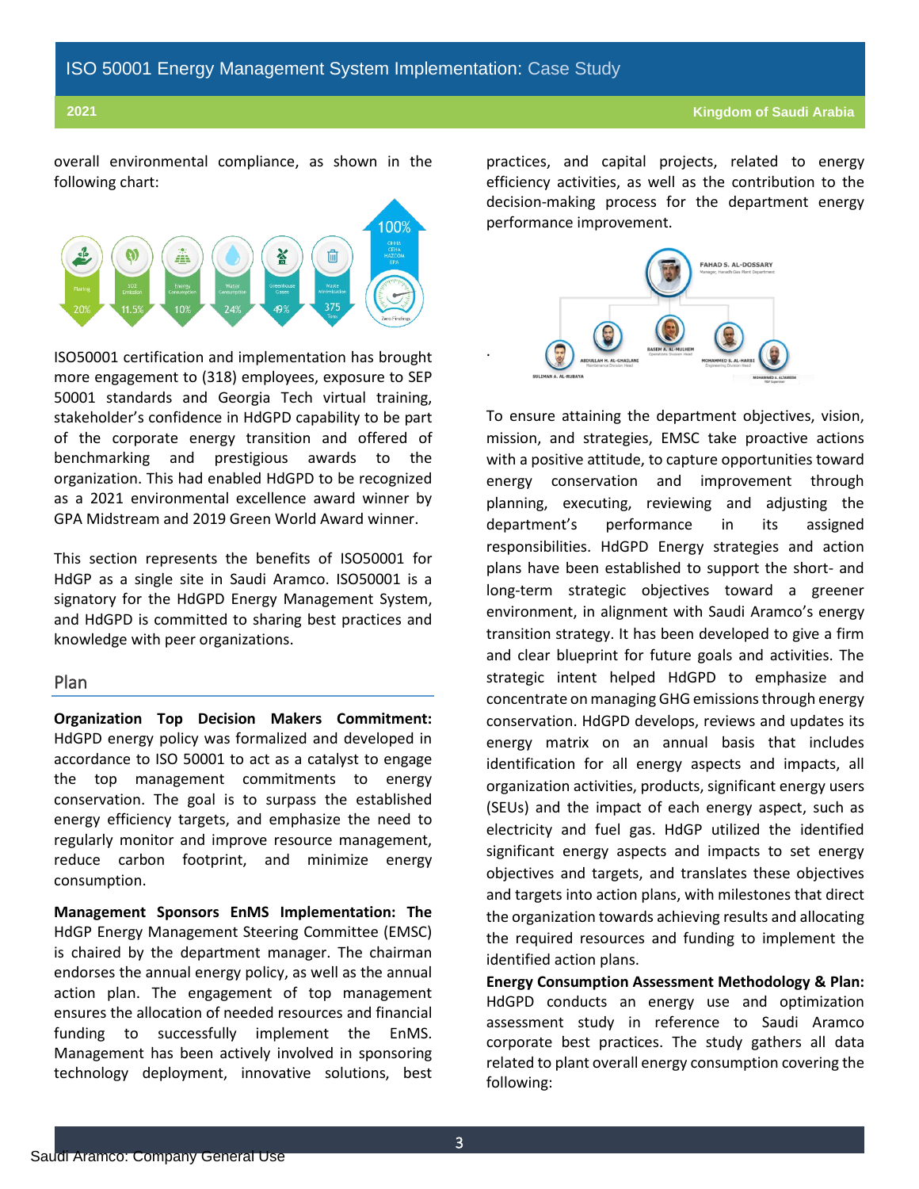overall environmental compliance, as shown in the following chart:

ISO50001 certification and implementation has brought more engagement to (318) employees, exposure to SEP 50001 standards and Georgia Tech virtual training, stakeholder's confidence in HdGPD capability to be part of the corporate energy transition and offered of benchmarking and prestigious awards to the organization. This had enabled HdGPD to be recognized as a 2021 environmental excellence award winner by GPA Midstream and 2019 Green World Award winner.

This section represents the benefits of ISO50001 for HdGP as a single site in Saudi Aramco. ISO50001 is a signatory for the HdGPD Energy Management System, and HdGPD is committed to sharing best practices and knowledge with peer organizations.

## Plan

**Organization Top Decision Makers Commitment:** HdGPD energy policy was formalized and developed in accordance to ISO 50001 to act as a catalyst to engage the top management commitments to energy conservation. The goal is to surpass the established energy efficiency targets, and emphasize the need to regularly monitor and improve resource management, reduce carbon footprint, and minimize energy consumption.

**Management Sponsors EnMS Implementation: The** HdGP Energy Management Steering Committee (EMSC) is chaired by the department manager. The chairman endorses the annual energy policy, as well as the annual action plan. The engagement of top management ensures the allocation of needed resources and financial funding to successfully implement the EnMS. Management has been actively involved in sponsoring technology deployment, innovative solutions, best practices, and capital projects, related to energy efficiency activities, as well as the contribution to the decision-making process for the department energy performance improvement.

To ensure attaining the department objectives, vision, mission, and strategies, EMSC take proactive actions with a positive attitude, to capture opportunities toward energy conservation and improvement through planning, executing, reviewing and adjusting the department's performance in its assigned responsibilities. HdGPD Energy strategies and action plans have been established to support the short- and long-term strategic objectives toward a greener environment, in alignment with Saudi Aramco's energy transition strategy. It has been developed to give a firm and clear blueprint for future goals and activities. The strategic intent helped HdGPD to emphasize and concentrate on managing GHG emissions through energy conservation. HdGPD develops, reviews and updates its energy matrix on an annual basis that includes identification for all energy aspects and impacts, all organization activities, products, significant energy users (SEUs) and the impact of each energy aspect, such as electricity and fuel gas. HdGP utilized the identified significant energy aspects and impacts to set energy objectives and targets, and translates these objectives and targets into action plans, with milestones that direct the organization towards achieving results and allocating the required resources and funding to implement the identified action plans.

**Energy Consumption Assessment Methodology & Plan:** HdGPD conducts an energy use and optimization assessment study in reference to Saudi Aramco corporate best practices. The study gathers all data related to plant overall energy consumption covering the following: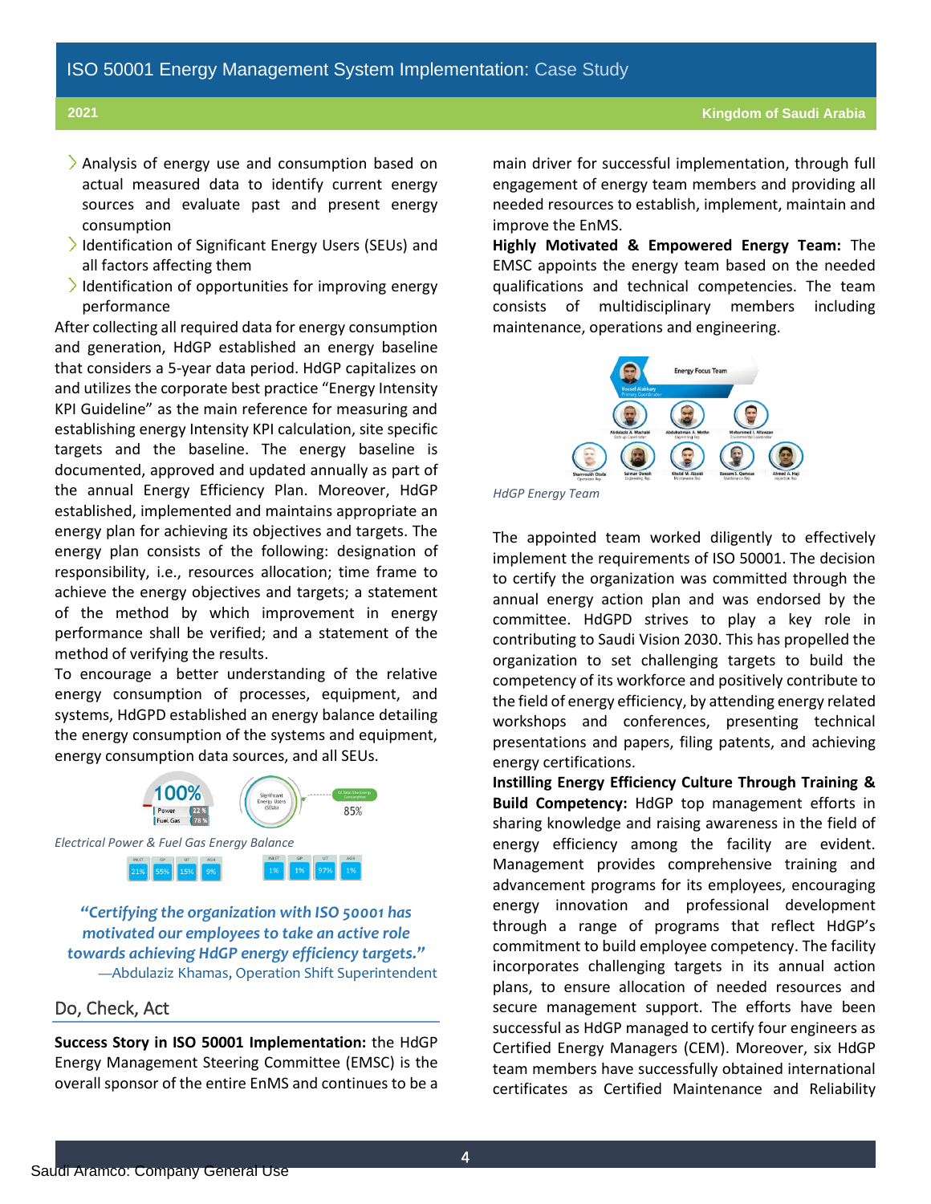- Analysis of energy use and consumption based on actual measured data to identify current energy sources and evaluate past and present energy consumption
- Identification of Significant Energy Users (SEUs) and all factors affecting them
- Identification of opportunities for improving energy performance

After collecting all required data for energy consumption and generation, HdGP established an energy baseline that considers a 5-year data period. HdGP capitalizes on and utilizes the corporate best practice "Energy Intensity KPI Guideline" as the main reference for measuring and establishing energy Intensity KPI calculation, site specific targets and the baseline. The energy baseline is documented, approved and updated annually as part of the annual Energy Efficiency Plan. Moreover, HdGP established, implemented and maintains appropriate an energy plan for achieving its objectives and targets. The energy plan consists of the following: designation of responsibility, i.e., resources allocation; time frame to achieve the energy objectives and targets; a statement of the method by which improvement in energy performance shall be verified; and a statement of the method of verifying the results.

To encourage a better understanding of the relative energy consumption of processes, equipment, and systems, HdGPD established an energy balance detailing the energy consumption of the systems and equipment, energy consumption data sources, and all SEUs.

*Electrical Power & Fuel Gas Energy Balance*

> ***"Certifying the organization with ISO 50001 has motivated our employees to take an active role towards achieving HdGP energy efficiency targets."***
> —Abdulaziz Khamas, Operation Shift Superintendent

## Do, Check, Act

**Success Story in ISO 50001 Implementation:** the HdGP Energy Management Steering Committee (EMSC) is the overall sponsor of the entire EnMS and continues to be a main driver for successful implementation, through full engagement of energy team members and providing all needed resources to establish, implement, maintain and improve the EnMS.

**Highly Motivated & Empowered Energy Team:** The EMSC appoints the energy team based on the needed qualifications and technical competencies. The team consists of multidisciplinary members including maintenance, operations and engineering.

*HdGP Energy Team*

The appointed team worked diligently to effectively implement the requirements of ISO 50001. The decision to certify the organization was committed through the annual energy action plan and was endorsed by the committee. HdGPD strives to play a key role in contributing to Saudi Vision 2030. This has propelled the organization to set challenging targets to build the competency of its workforce and positively contribute to the field of energy efficiency, by attending energy related workshops and conferences, presenting technical presentations and papers, filing patents, and achieving energy certifications.

**Instilling Energy Efficiency Culture Through Training & Build Competency:** HdGP top management efforts in sharing knowledge and raising awareness in the field of energy efficiency among the facility are evident. Management provides comprehensive training and advancement programs for its employees, encouraging energy innovation and professional development through a range of programs that reflect HdGP's commitment to build employee competency. The facility incorporates challenging targets in its annual action plans, to ensure allocation of needed resources and secure management support. The efforts have been successful as HdGP managed to certify four engineers as Certified Energy Managers (CEM). Moreover, six HdGP team members have successfully obtained international certificates as Certified Maintenance and Reliability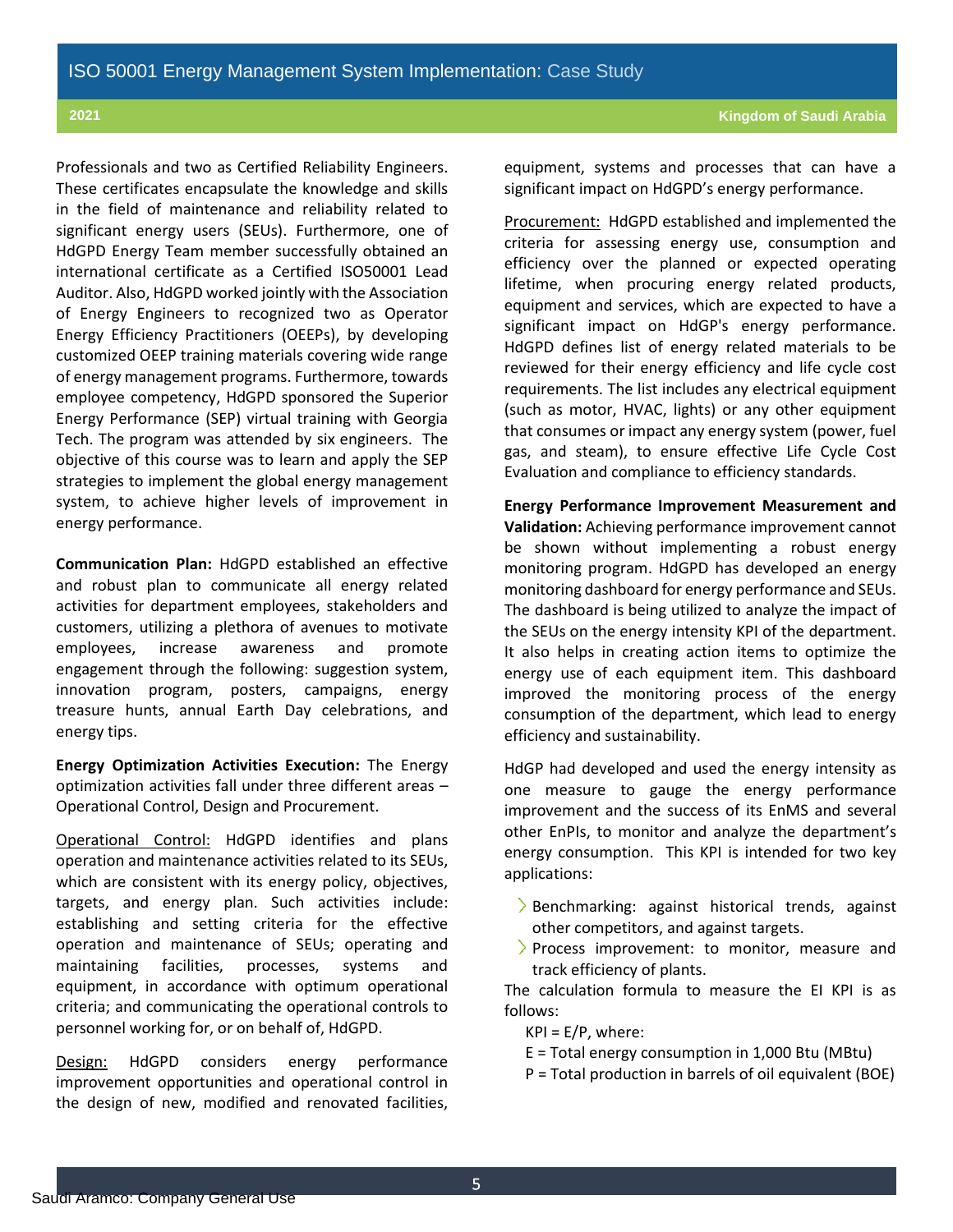Professionals and two as Certified Reliability Engineers. These certificates encapsulate the knowledge and skills in the field of maintenance and reliability related to significant energy users (SEUs). Furthermore, one of HdGPD Energy Team member successfully obtained an international certificate as a Certified ISO50001 Lead Auditor. Also, HdGPD worked jointly with the Association of Energy Engineers to recognized two as Operator Energy Efficiency Practitioners (OEEPs), by developing customized OEEP training materials covering wide range of energy management programs. Furthermore, towards employee competency, HdGPD sponsored the Superior Energy Performance (SEP) virtual training with Georgia Tech. The program was attended by six engineers. The objective of this course was to learn and apply the SEP strategies to implement the global energy management system, to achieve higher levels of improvement in energy performance.

**Communication Plan:** HdGPD established an effective and robust plan to communicate all energy related activities for department employees, stakeholders and customers, utilizing a plethora of avenues to motivate employees, increase awareness and promote engagement through the following: suggestion system, innovation program, posters, campaigns, energy treasure hunts, annual Earth Day celebrations, and energy tips.

**Energy Optimization Activities Execution:** The Energy optimization activities fall under three different areas – Operational Control, Design and Procurement.

Operational Control: HdGPD identifies and plans operation and maintenance activities related to its SEUs, which are consistent with its energy policy, objectives, targets, and energy plan. Such activities include: establishing and setting criteria for the effective operation and maintenance of SEUs; operating and maintaining facilities, processes, systems and equipment, in accordance with optimum operational criteria; and communicating the operational controls to personnel working for, or on behalf of, HdGPD.

Design: HdGPD considers energy performance improvement opportunities and operational control in the design of new, modified and renovated facilities, equipment, systems and processes that can have a significant impact on HdGPD's energy performance.

Procurement: HdGPD established and implemented the criteria for assessing energy use, consumption and efficiency over the planned or expected operating lifetime, when procuring energy related products, equipment and services, which are expected to have a significant impact on HdGP's energy performance. HdGPD defines list of energy related materials to be reviewed for their energy efficiency and life cycle cost requirements. The list includes any electrical equipment (such as motor, HVAC, lights) or any other equipment that consumes or impact any energy system (power, fuel gas, and steam), to ensure effective Life Cycle Cost Evaluation and compliance to efficiency standards.

**Energy Performance Improvement Measurement and Validation:** Achieving performance improvement cannot be shown without implementing a robust energy monitoring program. HdGPD has developed an energy monitoring dashboard for energy performance and SEUs. The dashboard is being utilized to analyze the impact of the SEUs on the energy intensity KPI of the department. It also helps in creating action items to optimize the energy use of each equipment item. This dashboard improved the monitoring process of the energy consumption of the department, which lead to energy efficiency and sustainability.

HdGP had developed and used the energy intensity as one measure to gauge the energy performance improvement and the success of its EnMS and several other EnPIs, to monitor and analyze the department's energy consumption. This KPI is intended for two key applications:

- Benchmarking: against historical trends, against other competitors, and against targets.
- Process improvement: to monitor, measure and track efficiency of plants.

The calculation formula to measure the EI KPI is as follows:

KPI = E/P, where:

E = Total energy consumption in 1,000 Btu (MBtu)

P = Total production in barrels of oil equivalent (BOE)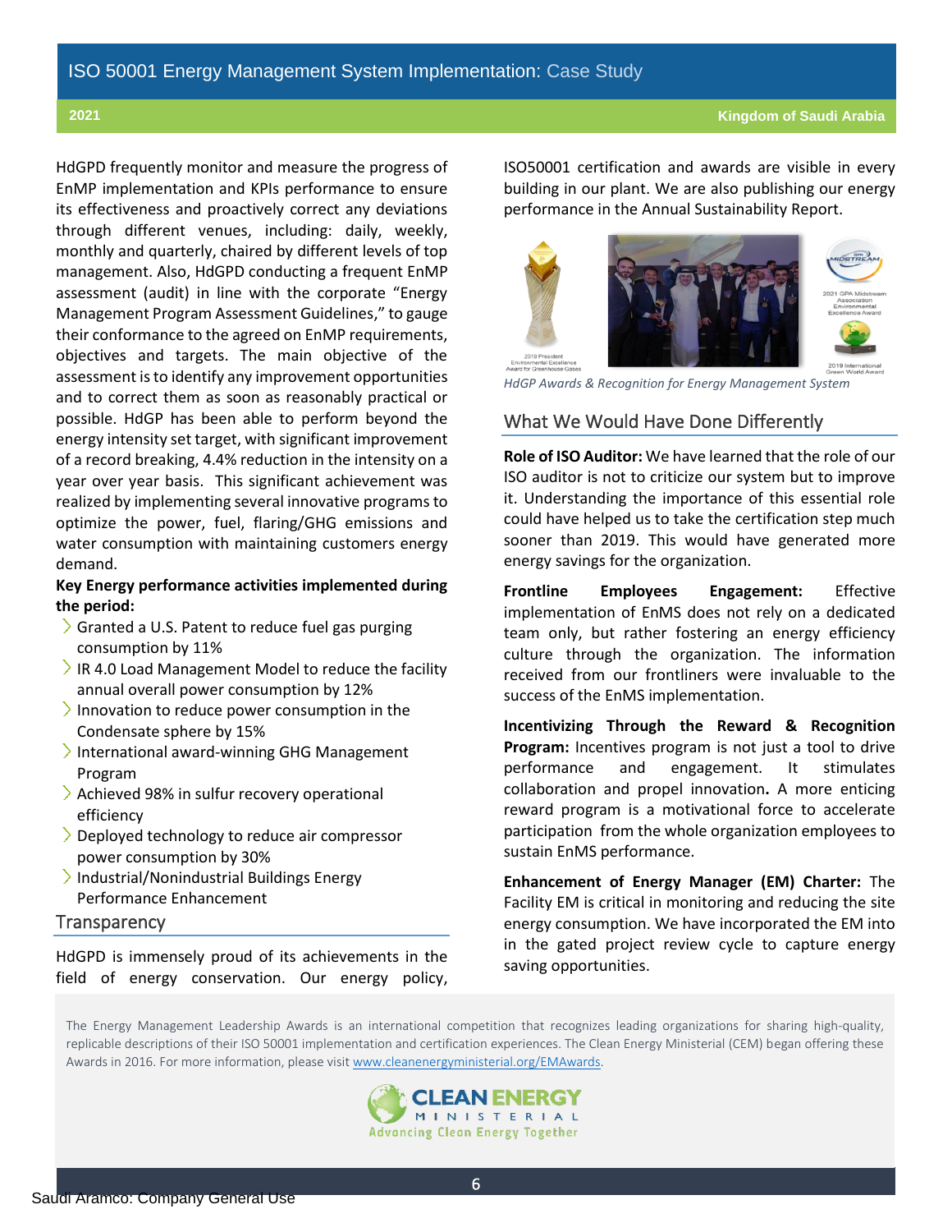HdGPD frequently monitor and measure the progress of EnMP implementation and KPIs performance to ensure its effectiveness and proactively correct any deviations through different venues, including: daily, weekly, monthly and quarterly, chaired by different levels of top management. Also, HdGPD conducting a frequent EnMP assessment (audit) in line with the corporate "Energy Management Program Assessment Guidelines," to gauge their conformance to the agreed on EnMP requirements, objectives and targets. The main objective of the assessment is to identify any improvement opportunities and to correct them as soon as reasonably practical or possible. HdGP has been able to perform beyond the energy intensity set target, with significant improvement of a record breaking, 4.4% reduction in the intensity on a year over year basis. This significant achievement was realized by implementing several innovative programs to optimize the power, fuel, flaring/GHG emissions and water consumption with maintaining customers energy demand.

**Key Energy performance activities implemented during the period:**

- Granted a U.S. Patent to reduce fuel gas purging consumption by 11%
- IR 4.0 Load Management Model to reduce the facility annual overall power consumption by 12%
- Innovation to reduce power consumption in the Condensate sphere by 15%
- International award-winning GHG Management Program
- Achieved 98% in sulfur recovery operational efficiency
- Deployed technology to reduce air compressor power consumption by 30%
- Industrial/Nonindustrial Buildings Energy Performance Enhancement

## Transparency

HdGPD is immensely proud of its achievements in the field of energy conservation. Our energy policy, ISO50001 certification and awards are visible in every building in our plant. We are also publishing our energy performance in the Annual Sustainability Report.

2019 President Environmental Excellence Award for Greenhouse Gases

2021 GPA Midstream Association Environmental Excellence Award

2019 International Green World Award

*HdGP Awards & Recognition for Energy Management System*

## What We Would Have Done Differently

**Role of ISO Auditor:** We have learned that the role of our ISO auditor is not to criticize our system but to improve it. Understanding the importance of this essential role could have helped us to take the certification step much sooner than 2019. This would have generated more energy savings for the organization.

**Frontline Employees Engagement:** Effective implementation of EnMS does not rely on a dedicated team only, but rather fostering an energy efficiency culture through the organization. The information received from our frontliners were invaluable to the success of the EnMS implementation.

**Incentivizing Through the Reward & Recognition Program:** Incentives program is not just a tool to drive performance and engagement. It stimulates collaboration and propel innovation**.** A more enticing reward program is a motivational force to accelerate participation from the whole organization employees to sustain EnMS performance.

**Enhancement of Energy Manager (EM) Charter:** The Facility EM is critical in monitoring and reducing the site energy consumption. We have incorporated the EM into in the gated project review cycle to capture energy saving opportunities.

The Energy Management Leadership Awards is an international competition that recognizes leading organizations for sharing high-quality, replicable descriptions of their ISO 50001 implementation and certification experiences. The Clean Energy Ministerial (CEM) began offering these Awards in 2016. For more information, please visit www.cleanenergyministerial.org/EMAwards.

CLEAN ENERGY MINISTERIAL
Advancing Clean Energy Together